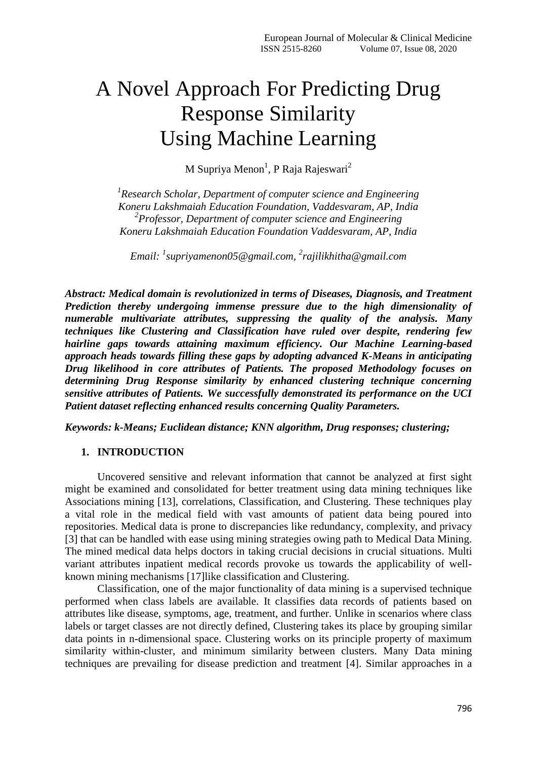# A Novel Approach For Predicting Drug Response Similarity Using Machine Learning

M Supriya Menon[1], P Raja Rajeswari[2]

*[1]Research Scholar, Department of computer science and Engineering*
*Koneru Lakshmaiah Education Foundation, Vaddesvaram, AP, India*
*[2]Professor, Department of computer science and Engineering*
*Koneru Lakshmaiah Education Foundation Vaddesvaram, AP, India*

*Email: [1]supriyamenon05@gmail.com, [2]rajilikhitha@gmail.com*

***Abstract: Medical domain is revolutionized in terms of Diseases, Diagnosis, and Treatment Prediction thereby undergoing immense pressure due to the high dimensionality of numerable multivariate attributes, suppressing the quality of the analysis. Many techniques like Clustering and Classification have ruled over despite, rendering few hairline gaps towards attaining maximum efficiency. Our Machine Learning-based approach heads towards filling these gaps by adopting advanced K-Means in anticipating Drug likelihood in core attributes of Patients. The proposed Methodology focuses on determining Drug Response similarity by enhanced clustering technique concerning sensitive attributes of Patients. We successfully demonstrated its performance on the UCI Patient dataset reflecting enhanced results concerning Quality Parameters.***

***Keywords: k-Means; Euclidean distance; KNN algorithm, Drug responses; clustering;***

## 1. INTRODUCTION

Uncovered sensitive and relevant information that cannot be analyzed at first sight might be examined and consolidated for better treatment using data mining techniques like Associations mining [13], correlations, Classification, and Clustering. These techniques play a vital role in the medical field with vast amounts of patient data being poured into repositories. Medical data is prone to discrepancies like redundancy, complexity, and privacy [3] that can be handled with ease using mining strategies owing path to Medical Data Mining. The mined medical data helps doctors in taking crucial decisions in crucial situations. Multi variant attributes inpatient medical records provoke us towards the applicability of well-known mining mechanisms [17]like classification and Clustering.

Classification, one of the major functionality of data mining is a supervised technique performed when class labels are available. It classifies data records of patients based on attributes like disease, symptoms, age, treatment, and further. Unlike in scenarios where class labels or target classes are not directly defined, Clustering takes its place by grouping similar data points in n-dimensional space. Clustering works on its principle property of maximum similarity within-cluster, and minimum similarity between clusters. Many Data mining techniques are prevailing for disease prediction and treatment [4]. Similar approaches in a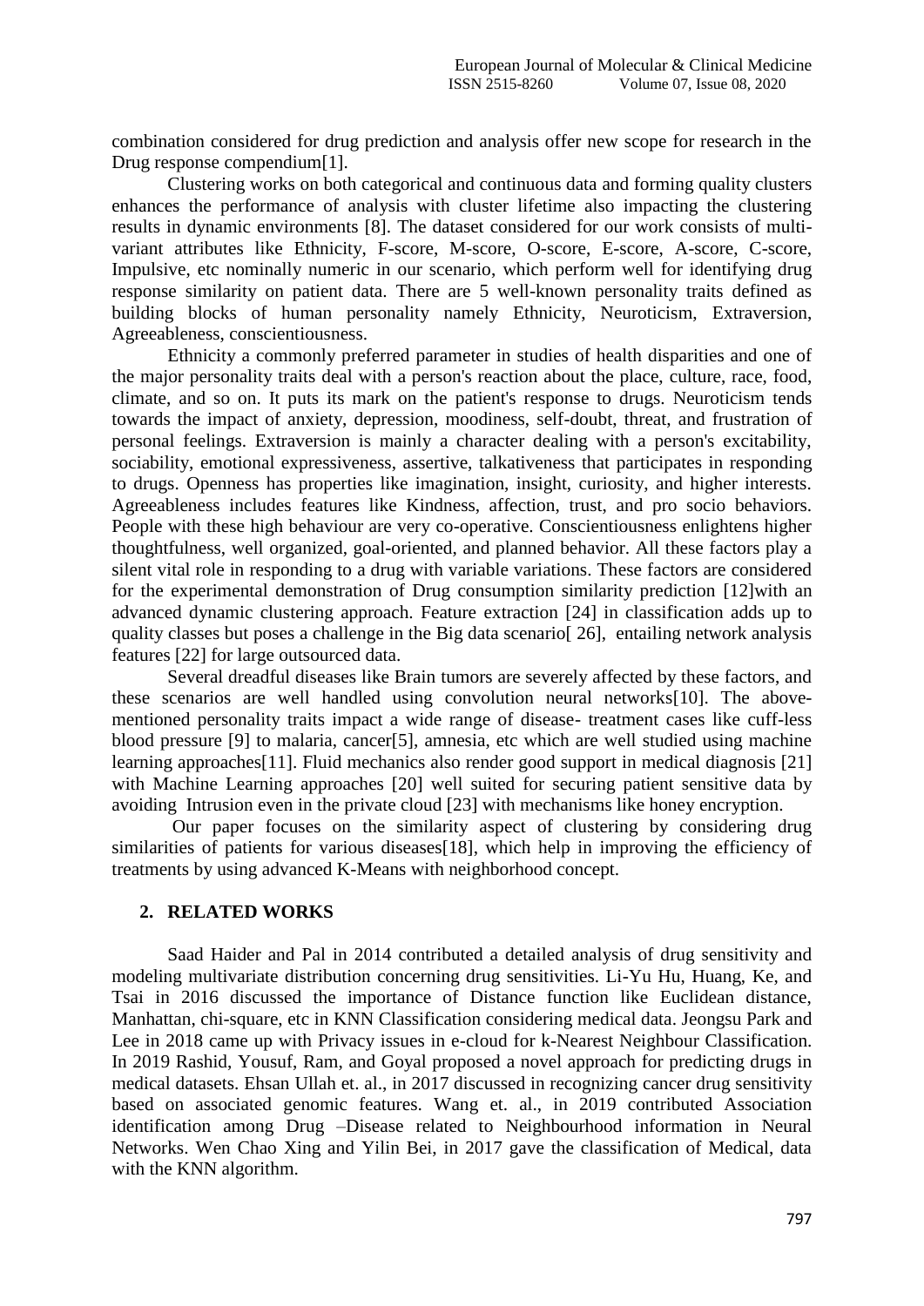combination considered for drug prediction and analysis offer new scope for research in the Drug response compendium[1].

Clustering works on both categorical and continuous data and forming quality clusters enhances the performance of analysis with cluster lifetime also impacting the clustering results in dynamic environments [8]. The dataset considered for our work consists of multi-variant attributes like Ethnicity, F-score, M-score, O-score, E-score, A-score, C-score, Impulsive, etc nominally numeric in our scenario, which perform well for identifying drug response similarity on patient data. There are 5 well-known personality traits defined as building blocks of human personality namely Ethnicity, Neuroticism, Extraversion, Agreeableness, conscientiousness.

Ethnicity a commonly preferred parameter in studies of health disparities and one of the major personality traits deal with a person's reaction about the place, culture, race, food, climate, and so on. It puts its mark on the patient's response to drugs. Neuroticism tends towards the impact of anxiety, depression, moodiness, self-doubt, threat, and frustration of personal feelings. Extraversion is mainly a character dealing with a person's excitability, sociability, emotional expressiveness, assertive, talkativeness that participates in responding to drugs. Openness has properties like imagination, insight, curiosity, and higher interests. Agreeableness includes features like Kindness, affection, trust, and pro socio behaviors. People with these high behaviour are very co-operative. Conscientiousness enlightens higher thoughtfulness, well organized, goal-oriented, and planned behavior. All these factors play a silent vital role in responding to a drug with variable variations. These factors are considered for the experimental demonstration of Drug consumption similarity prediction [12]with an advanced dynamic clustering approach. Feature extraction [24] in classification adds up to quality classes but poses a challenge in the Big data scenario[ 26], entailing network analysis features [22] for large outsourced data.

Several dreadful diseases like Brain tumors are severely affected by these factors, and these scenarios are well handled using convolution neural networks[10]. The above-mentioned personality traits impact a wide range of disease- treatment cases like cuff-less blood pressure [9] to malaria, cancer[5], amnesia, etc which are well studied using machine learning approaches[11]. Fluid mechanics also render good support in medical diagnosis [21] with Machine Learning approaches [20] well suited for securing patient sensitive data by avoiding Intrusion even in the private cloud [23] with mechanisms like honey encryption.

Our paper focuses on the similarity aspect of clustering by considering drug similarities of patients for various diseases[18], which help in improving the efficiency of treatments by using advanced K-Means with neighborhood concept.

## 2. RELATED WORKS

Saad Haider and Pal in 2014 contributed a detailed analysis of drug sensitivity and modeling multivariate distribution concerning drug sensitivities. Li-Yu Hu, Huang, Ke, and Tsai in 2016 discussed the importance of Distance function like Euclidean distance, Manhattan, chi-square, etc in KNN Classification considering medical data. Jeongsu Park and Lee in 2018 came up with Privacy issues in e-cloud for k-Nearest Neighbour Classification. In 2019 Rashid, Yousuf, Ram, and Goyal proposed a novel approach for predicting drugs in medical datasets. Ehsan Ullah et. al., in 2017 discussed in recognizing cancer drug sensitivity based on associated genomic features. Wang et. al., in 2019 contributed Association identification among Drug –Disease related to Neighbourhood information in Neural Networks. Wen Chao Xing and Yilin Bei, in 2017 gave the classification of Medical, data with the KNN algorithm.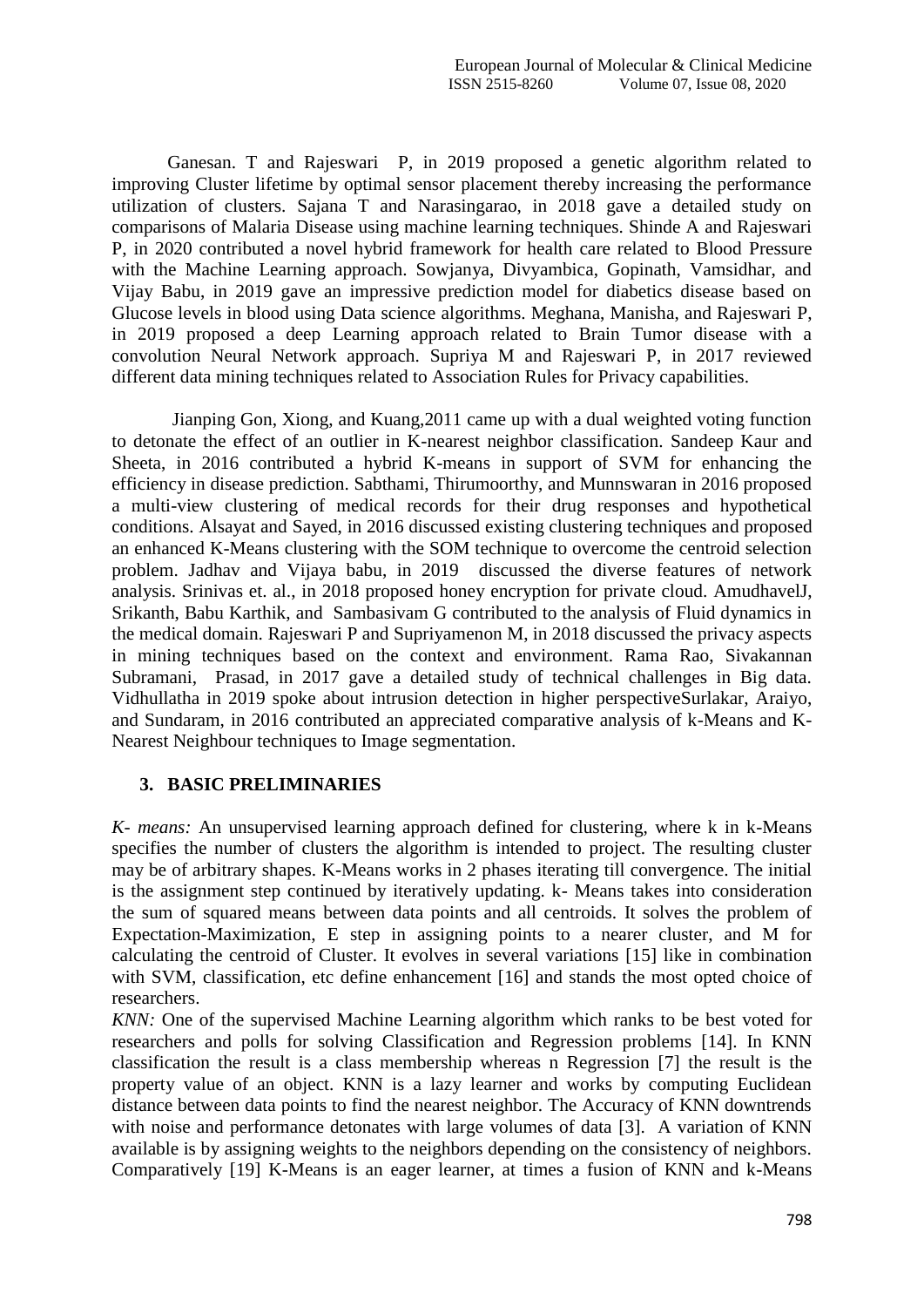Ganesan. T and Rajeswari P, in 2019 proposed a genetic algorithm related to improving Cluster lifetime by optimal sensor placement thereby increasing the performance utilization of clusters. Sajana T and Narasingarao, in 2018 gave a detailed study on comparisons of Malaria Disease using machine learning techniques. Shinde A and Rajeswari P, in 2020 contributed a novel hybrid framework for health care related to Blood Pressure with the Machine Learning approach. Sowjanya, Divyambica, Gopinath, Vamsidhar, and Vijay Babu, in 2019 gave an impressive prediction model for diabetics disease based on Glucose levels in blood using Data science algorithms. Meghana, Manisha, and Rajeswari P, in 2019 proposed a deep Learning approach related to Brain Tumor disease with a convolution Neural Network approach. Supriya M and Rajeswari P, in 2017 reviewed different data mining techniques related to Association Rules for Privacy capabilities.

Jianping Gon, Xiong, and Kuang,2011 came up with a dual weighted voting function to detonate the effect of an outlier in K-nearest neighbor classification. Sandeep Kaur and Sheeta, in 2016 contributed a hybrid K-means in support of SVM for enhancing the efficiency in disease prediction. Sabthami, Thirumoorthy, and Munnswaran in 2016 proposed a multi-view clustering of medical records for their drug responses and hypothetical conditions. Alsayat and Sayed, in 2016 discussed existing clustering techniques and proposed an enhanced K-Means clustering with the SOM technique to overcome the centroid selection problem. Jadhav and Vijaya babu, in 2019 discussed the diverse features of network analysis. Srinivas et. al., in 2018 proposed honey encryption for private cloud. AmudhavelJ, Srikanth, Babu Karthik, and Sambasivam G contributed to the analysis of Fluid dynamics in the medical domain. Rajeswari P and Supriyamenon M, in 2018 discussed the privacy aspects in mining techniques based on the context and environment. Rama Rao, Sivakannan Subramani, Prasad, in 2017 gave a detailed study of technical challenges in Big data. Vidhullatha in 2019 spoke about intrusion detection in higher perspectiveSurlakar, Araiyo, and Sundaram, in 2016 contributed an appreciated comparative analysis of k-Means and K-Nearest Neighbour techniques to Image segmentation.

## 3. BASIC PRELIMINARIES

*K- means:* An unsupervised learning approach defined for clustering, where k in k-Means specifies the number of clusters the algorithm is intended to project. The resulting cluster may be of arbitrary shapes. K-Means works in 2 phases iterating till convergence. The initial is the assignment step continued by iteratively updating. k- Means takes into consideration the sum of squared means between data points and all centroids. It solves the problem of Expectation-Maximization, E step in assigning points to a nearer cluster, and M for calculating the centroid of Cluster. It evolves in several variations [15] like in combination with SVM, classification, etc define enhancement [16] and stands the most opted choice of researchers.

*KNN:* One of the supervised Machine Learning algorithm which ranks to be best voted for researchers and polls for solving Classification and Regression problems [14]. In KNN classification the result is a class membership whereas n Regression [7] the result is the property value of an object. KNN is a lazy learner and works by computing Euclidean distance between data points to find the nearest neighbor. The Accuracy of KNN downtrends with noise and performance detonates with large volumes of data [3]. A variation of KNN available is by assigning weights to the neighbors depending on the consistency of neighbors. Comparatively [19] K-Means is an eager learner, at times a fusion of KNN and k-Means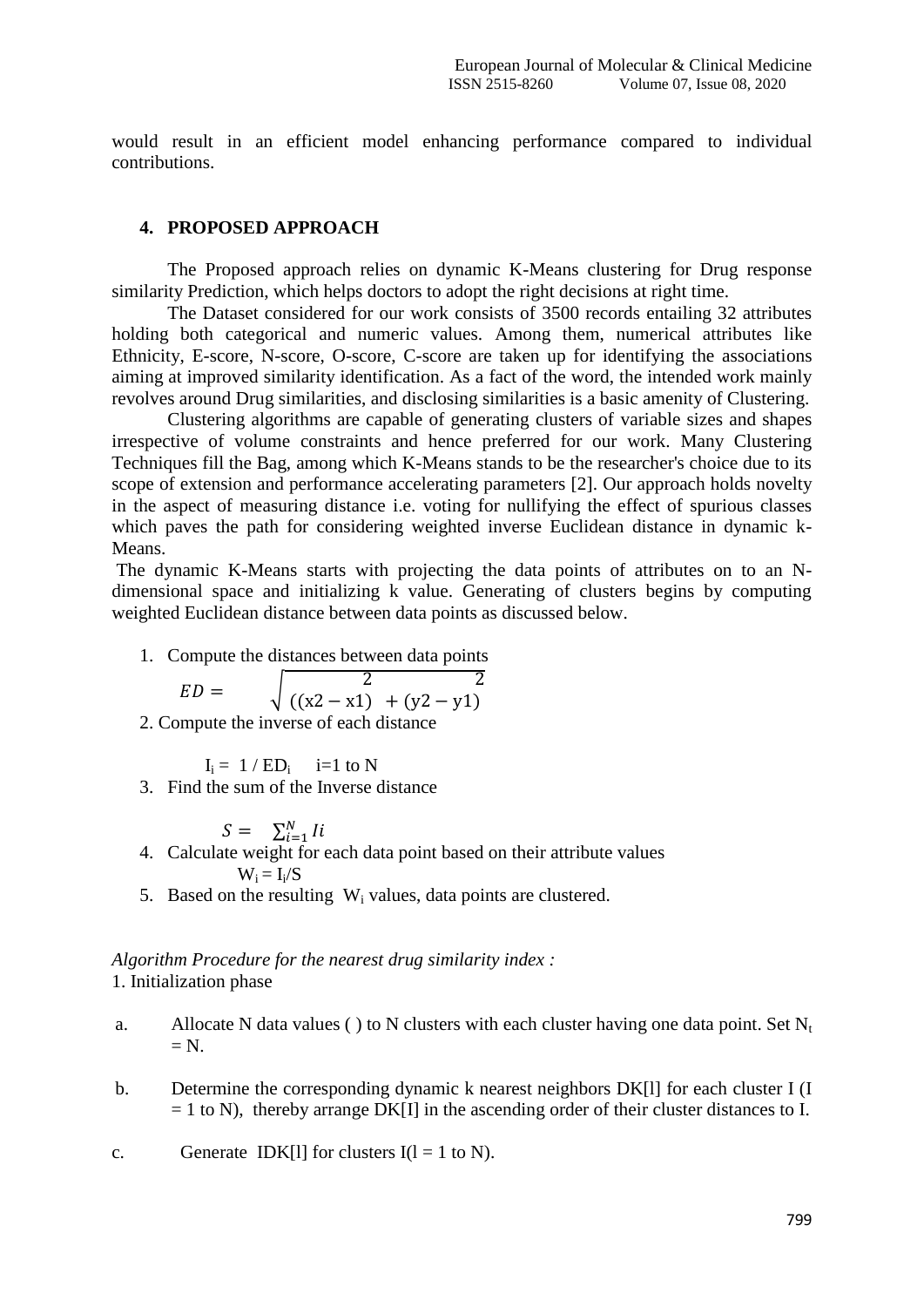would result in an efficient model enhancing performance compared to individual contributions.

## 4. PROPOSED APPROACH

The Proposed approach relies on dynamic K-Means clustering for Drug response similarity Prediction, which helps doctors to adopt the right decisions at right time.

The Dataset considered for our work consists of 3500 records entailing 32 attributes holding both categorical and numeric values. Among them, numerical attributes like Ethnicity, E-score, N-score, O-score, C-score are taken up for identifying the associations aiming at improved similarity identification. As a fact of the word, the intended work mainly revolves around Drug similarities, and disclosing similarities is a basic amenity of Clustering.

Clustering algorithms are capable of generating clusters of variable sizes and shapes irrespective of volume constraints and hence preferred for our work. Many Clustering Techniques fill the Bag, among which K-Means stands to be the researcher's choice due to its scope of extension and performance accelerating parameters [2]. Our approach holds novelty in the aspect of measuring distance i.e. voting for nullifying the effect of spurious classes which paves the path for considering weighted inverse Euclidean distance in dynamic k-Means.

The dynamic K-Means starts with projecting the data points of attributes on to an N-dimensional space and initializing k value. Generating of clusters begins by computing weighted Euclidean distance between data points as discussed below.

1. Compute the distances between data points

$$ED = \sqrt{((x2 - x1)^2 + (y2 - y1)^2}$$

2. Compute the inverse of each distance

$$I_i = 1 / ED_i \quad i=1 \text{ to } N$$

3. Find the sum of the Inverse distance

$$S = \sum_{i=1}^{N} Ii$$

4. Calculate weight for each data point based on their attribute values

$$W_i = I_i/S$$

5. Based on the resulting $W_i$ values, data points are clustered.

*Algorithm Procedure for the nearest drug similarity index :*

1. Initialization phase

a. Allocate N data values ( ) to N clusters with each cluster having one data point. Set $N_t = N$.

b. Determine the corresponding dynamic k nearest neighbors DK[l] for each cluster I (I = 1 to N), thereby arrange DK[I] in the ascending order of their cluster distances to I.

c. Generate IDK[l] for clusters I(l = 1 to N).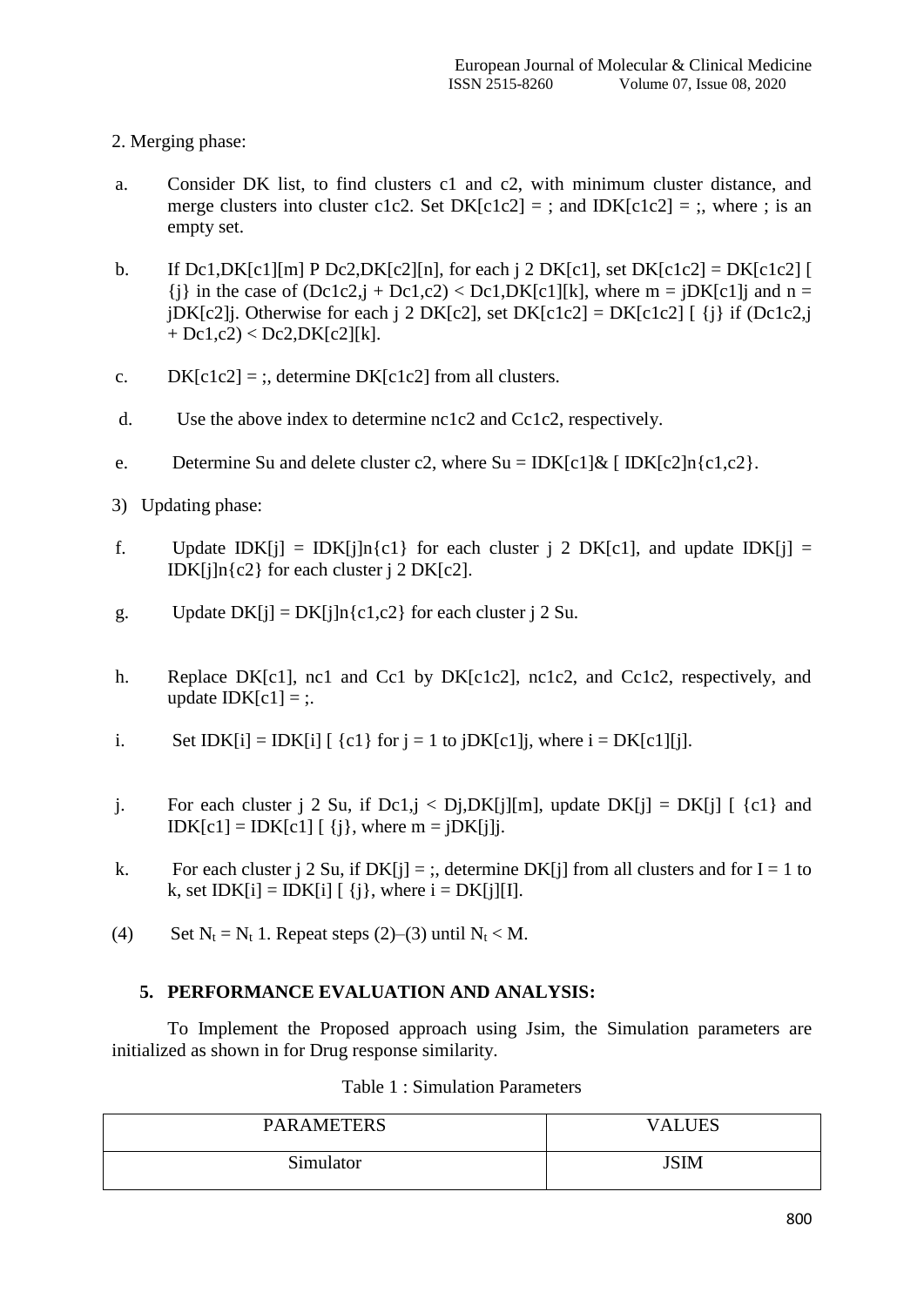2. Merging phase:

a. Consider DK list, to find clusters c1 and c2, with minimum cluster distance, and merge clusters into cluster c1c2. Set DK[c1c2] = ; and IDK[c1c2] = ;, where ; is an empty set.

b. If Dc1,DK[c1][m] P Dc2,DK[c2][n], for each j 2 DK[c1], set DK[c1c2] = DK[c1c2] [ {j} in the case of (Dc1c2,j + Dc1,c2) < Dc1,DK[c1][k], where m = jDK[c1]j and n = jDK[c2]j. Otherwise for each j 2 DK[c2], set DK[c1c2] = DK[c1c2] [ {j} if (Dc1c2,j + Dc1,c2) < Dc2,DK[c2][k].

c. DK[c1c2] = ;, determine DK[c1c2] from all clusters.

d. Use the above index to determine nc1c2 and Cc1c2, respectively.

e. Determine Su and delete cluster c2, where Su = IDK[c1]& [ IDK[c2]n{c1,c2}.

3) Updating phase:

f. Update IDK[j] = IDK[j]n{c1} for each cluster j 2 DK[c1], and update IDK[j] = IDK[j]n{c2} for each cluster j 2 DK[c2].

g. Update DK[j] = DK[j]n{c1,c2} for each cluster j 2 Su.

h. Replace DK[c1], nc1 and Cc1 by DK[c1c2], nc1c2, and Cc1c2, respectively, and update IDK[c1] = ;.

i. Set IDK[i] = IDK[i] [ {c1} for j = 1 to jDK[c1]j, where i = DK[c1][j].

j. For each cluster j 2 Su, if Dc1,j < Dj,DK[j][m], update DK[j] = DK[j] [ {c1} and IDK[c1] = IDK[c1] [ {j}, where m = jDK[j]j.

k. For each cluster j 2 Su, if DK[j] = ;, determine DK[j] from all clusters and for I = 1 to k, set IDK[i] = IDK[i] [ {j}, where i = DK[j][I].

(4) Set $N_t = N_t$ 1. Repeat steps (2)–(3) until $N_t < M$.

## 5. PERFORMANCE EVALUATION AND ANALYSIS:

To Implement the Proposed approach using Jsim, the Simulation parameters are initialized as shown in for Drug response similarity.

Table 1 : Simulation Parameters

| PARAMETERS | VALUES |
|---|---|
| Simulator | JSIM |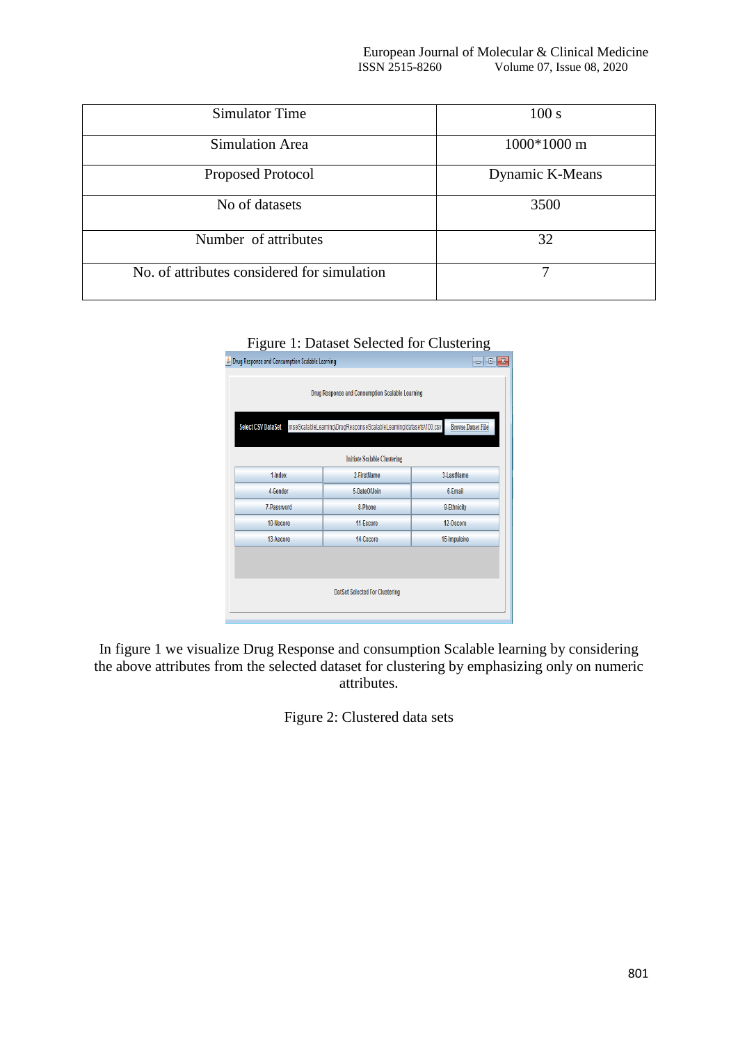| Simulator Time | 100 s |
|---|---|
| Simulation Area | 1000*1000 m |
| Proposed Protocol | Dynamic K-Means |
| No of datasets | 3500 |
| Number of attributes | 32 |
| No. of attributes considered for simulation | 7 |

Figure 1: Dataset Selected for Clustering

In figure 1 we visualize Drug Response and consumption Scalable learning by considering the above attributes from the selected dataset for clustering by emphasizing only on numeric attributes.

Figure 2: Clustered data sets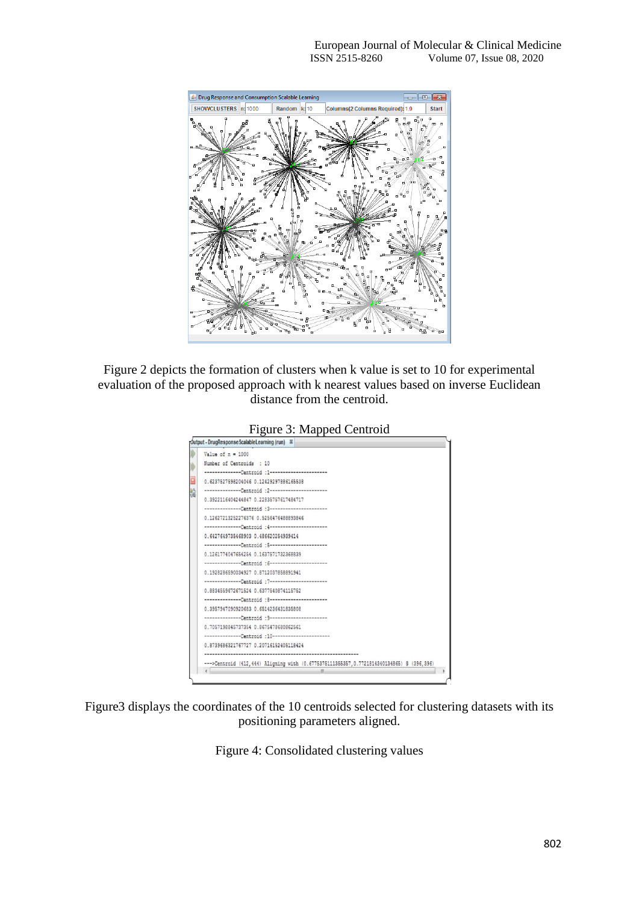Figure 2 depicts the formation of clusters when k value is set to 10 for experimental evaluation of the proposed approach with k nearest values based on inverse Euclidean distance from the centroid.

Figure 3: Mapped Centroid

Figure3 displays the coordinates of the 10 centroids selected for clustering datasets with its positioning parameters aligned.

Figure 4: Consolidated clustering values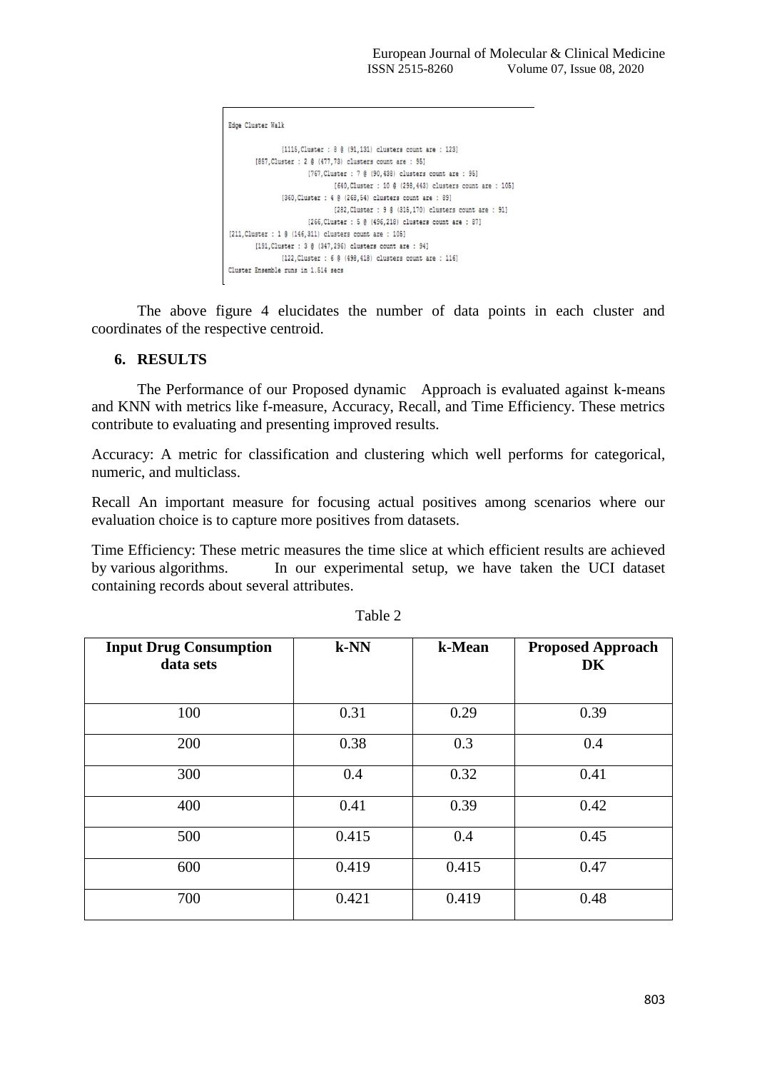```
Edge Cluster Walk

            [1115,Cluster : 8 @ (91,131) clusters count are : 123]
      [857,Cluster : 2 @ (477,73) clusters count are : 95]
                  [767,Cluster : 7 @ (90,438) clusters count are : 95]
                        [640,Cluster : 10 @ (298,443) clusters count are : 105]
            [360,Cluster : 4 @ (268,54) clusters count are : 89]
                        [282,Cluster : 9 @ (315,170) clusters count are : 91]
                  [266,Cluster : 5 @ (496,218) clusters count are : 87]
[211,Cluster : 1 @ (146,311) clusters count are : 105]
      [191,Cluster : 3 @ (347,296) clusters count are : 94]
            [122,Cluster : 6 @ (498,418) clusters count are : 116]
Cluster Ensemble runs in 1.514 secs
```

The above figure 4 elucidates the number of data points in each cluster and coordinates of the respective centroid.

## 6. RESULTS

The Performance of our Proposed dynamic Approach is evaluated against k-means and KNN with metrics like f-measure, Accuracy, Recall, and Time Efficiency. These metrics contribute to evaluating and presenting improved results.

Accuracy: A metric for classification and clustering which well performs for categorical, numeric, and multiclass.

Recall An important measure for focusing actual positives among scenarios where our evaluation choice is to capture more positives from datasets.

Time Efficiency: These metric measures the time slice at which efficient results are achieved by various algorithms. In our experimental setup, we have taken the UCI dataset containing records about several attributes.

Table 2

| Input Drug Consumption data sets | k-NN | k-Mean | Proposed Approach DK |
|---|---|---|---|
| 100 | 0.31 | 0.29 | 0.39 |
| 200 | 0.38 | 0.3 | 0.4 |
| 300 | 0.4 | 0.32 | 0.41 |
| 400 | 0.41 | 0.39 | 0.42 |
| 500 | 0.415 | 0.4 | 0.45 |
| 600 | 0.419 | 0.415 | 0.47 |
| 700 | 0.421 | 0.419 | 0.48 |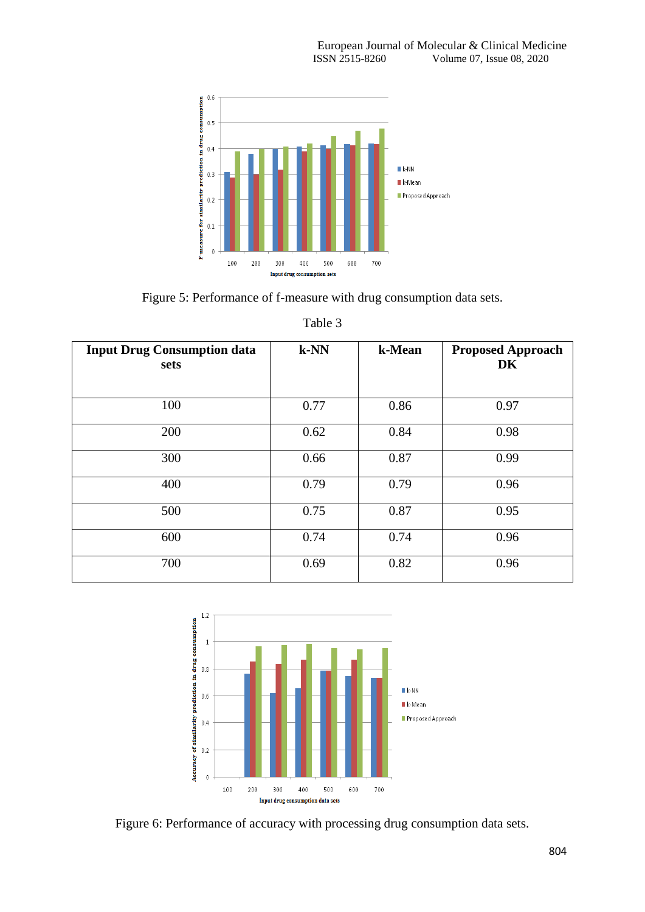Figure 5: Performance of f-measure with drug consumption data sets.

Table 3

| Input Drug Consumption data sets | k-NN | k-Mean | Proposed Approach DK |
|---|---|---|---|
| 100 | 0.77 | 0.86 | 0.97 |
| 200 | 0.62 | 0.84 | 0.98 |
| 300 | 0.66 | 0.87 | 0.99 |
| 400 | 0.79 | 0.79 | 0.96 |
| 500 | 0.75 | 0.87 | 0.95 |
| 600 | 0.74 | 0.74 | 0.96 |
| 700 | 0.69 | 0.82 | 0.96 |

Figure 6: Performance of accuracy with processing drug consumption data sets.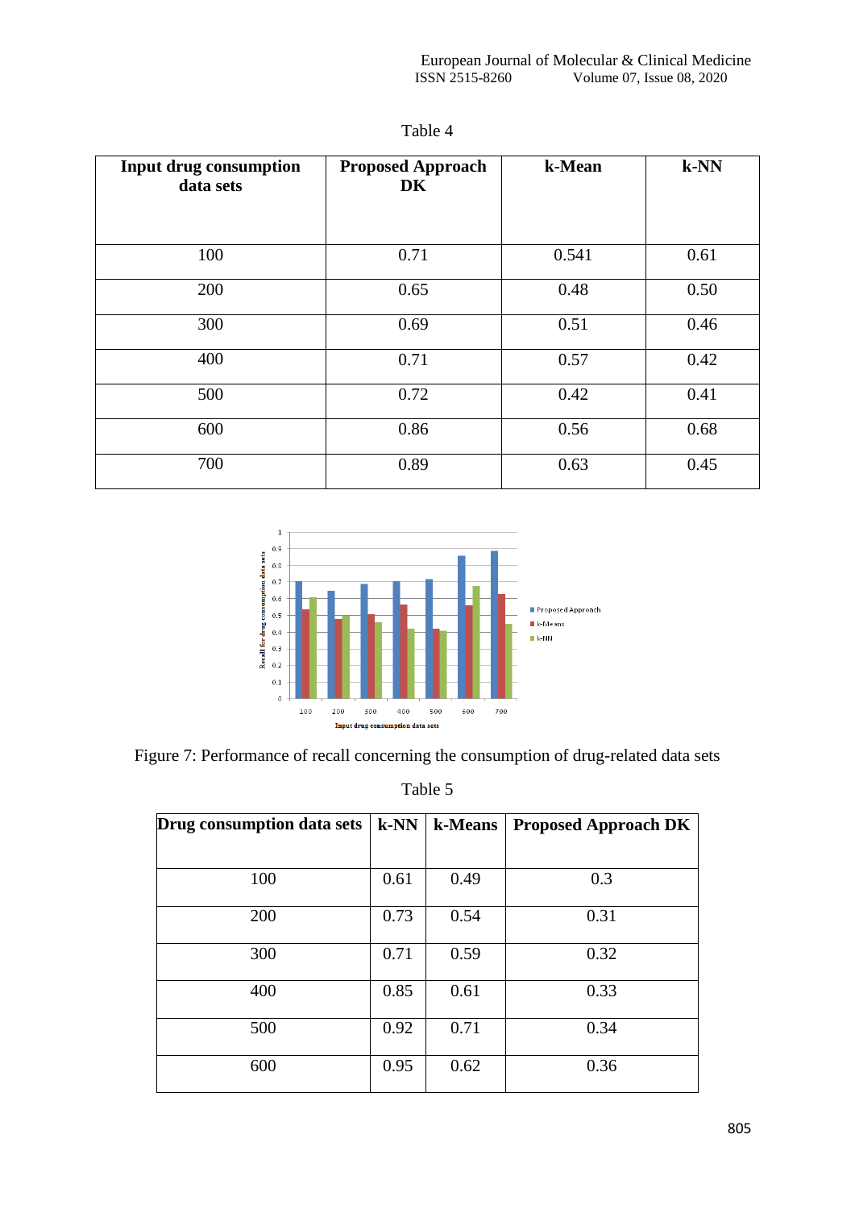Table 4

| Input drug consumption data sets | Proposed Approach DK | k-Mean | k-NN |
|---|---|---|---|
| 100 | 0.71 | 0.541 | 0.61 |
| 200 | 0.65 | 0.48 | 0.50 |
| 300 | 0.69 | 0.51 | 0.46 |
| 400 | 0.71 | 0.57 | 0.42 |
| 500 | 0.72 | 0.42 | 0.41 |
| 600 | 0.86 | 0.56 | 0.68 |
| 700 | 0.89 | 0.63 | 0.45 |

Figure 7: Performance of recall concerning the consumption of drug-related data sets

Table 5

| Drug consumption data sets | k-NN | k-Means | Proposed Approach DK |
|---|---|---|---|
| 100 | 0.61 | 0.49 | 0.3 |
| 200 | 0.73 | 0.54 | 0.31 |
| 300 | 0.71 | 0.59 | 0.32 |
| 400 | 0.85 | 0.61 | 0.33 |
| 500 | 0.92 | 0.71 | 0.34 |
| 600 | 0.95 | 0.62 | 0.36 |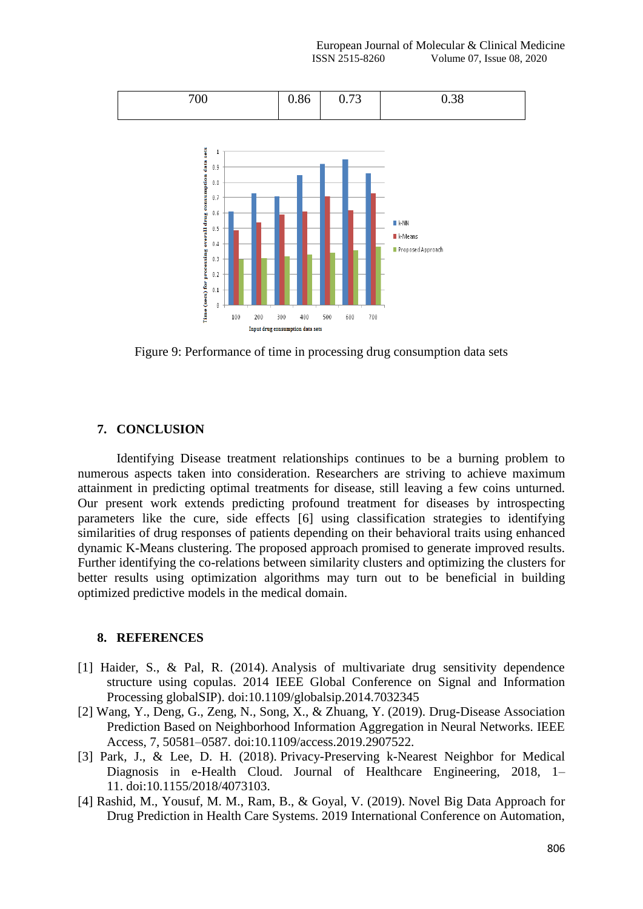| 700 | 0.86 | 0.73 | 0.38 |
|---|---|---|---|

Figure 9: Performance of time in processing drug consumption data sets

## 7. CONCLUSION

Identifying Disease treatment relationships continues to be a burning problem to numerous aspects taken into consideration. Researchers are striving to achieve maximum attainment in predicting optimal treatments for disease, still leaving a few coins unturned. Our present work extends predicting profound treatment for diseases by introspecting parameters like the cure, side effects [6] using classification strategies to identifying similarities of drug responses of patients depending on their behavioral traits using enhanced dynamic K-Means clustering. The proposed approach promised to generate improved results. Further identifying the co-relations between similarity clusters and optimizing the clusters for better results using optimization algorithms may turn out to be beneficial in building optimized predictive models in the medical domain.

## 8. REFERENCES

[1] Haider, S., & Pal, R. (2014). Analysis of multivariate drug sensitivity dependence structure using copulas. 2014 IEEE Global Conference on Signal and Information Processing globalSIP). doi:10.1109/globalsip.2014.7032345

[2] Wang, Y., Deng, G., Zeng, N., Song, X., & Zhuang, Y. (2019). Drug-Disease Association Prediction Based on Neighborhood Information Aggregation in Neural Networks. IEEE Access, 7, 50581–0587. doi:10.1109/access.2019.2907522.

[3] Park, J., & Lee, D. H. (2018). Privacy-Preserving k-Nearest Neighbor for Medical Diagnosis in e-Health Cloud. Journal of Healthcare Engineering, 2018, 1–11. doi:10.1155/2018/4073103.

[4] Rashid, M., Yousuf, M. M., Ram, B., & Goyal, V. (2019). Novel Big Data Approach for Drug Prediction in Health Care Systems. 2019 International Conference on Automation,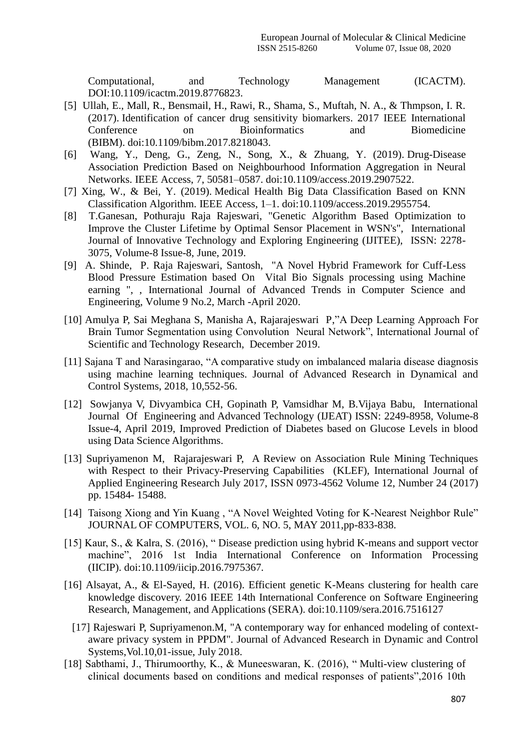Computational, and Technology Management (ICACTM). DOI:10.1109/icactm.2019.8776823.

[5] Ullah, E., Mall, R., Bensmail, H., Rawi, R., Shama, S., Muftah, N. A., & Thmpson, I. R. (2017). Identification of cancer drug sensitivity biomarkers. 2017 IEEE International Conference on Bioinformatics and Biomedicine (BIBM). doi:10.1109/bibm.2017.8218043.

[6] Wang, Y., Deng, G., Zeng, N., Song, X., & Zhuang, Y. (2019). Drug-Disease Association Prediction Based on Neighbourhood Information Aggregation in Neural Networks. IEEE Access, 7, 50581–0587. doi:10.1109/access.2019.2907522.

[7] Xing, W., & Bei, Y. (2019). Medical Health Big Data Classification Based on KNN Classification Algorithm. IEEE Access, 1–1. doi:10.1109/access.2019.2955754.

[8] T.Ganesan, Pothuraju Raja Rajeswari, "Genetic Algorithm Based Optimization to Improve the Cluster Lifetime by Optimal Sensor Placement in WSN's", International Journal of Innovative Technology and Exploring Engineering (IJITEE), ISSN: 2278-3075, Volume-8 Issue-8, June, 2019.

[9] A. Shinde, P. Raja Rajeswari, Santosh, "A Novel Hybrid Framework for Cuff-Less Blood Pressure Estimation based On Vital Bio Signals processing using Machine earning ", , International Journal of Advanced Trends in Computer Science and Engineering, Volume 9 No.2, March -April 2020.

[10] Amulya P, Sai Meghana S, Manisha A, Rajarajeswari P,"A Deep Learning Approach For Brain Tumor Segmentation using Convolution Neural Network", International Journal of Scientific and Technology Research, December 2019.

[11] Sajana T and Narasingarao, "A comparative study on imbalanced malaria disease diagnosis using machine learning techniques. Journal of Advanced Research in Dynamical and Control Systems, 2018, 10,552-56.

[12] Sowjanya V, Divyambica CH, Gopinath P, Vamsidhar M, B.Vijaya Babu, International Journal Of Engineering and Advanced Technology (IJEAT) ISSN: 2249-8958, Volume-8 Issue-4, April 2019, Improved Prediction of Diabetes based on Glucose Levels in blood using Data Science Algorithms.

[13] Supriyamenon M, Rajarajeswari P, A Review on Association Rule Mining Techniques with Respect to their Privacy-Preserving Capabilities (KLEF), International Journal of Applied Engineering Research July 2017, ISSN 0973-4562 Volume 12, Number 24 (2017) pp. 15484- 15488.

[14] Taisong Xiong and Yin Kuang , "A Novel Weighted Voting for K-Nearest Neighbor Rule" JOURNAL OF COMPUTERS, VOL. 6, NO. 5, MAY 2011,pp-833-838.

[15] Kaur, S., & Kalra, S. (2016), " Disease prediction using hybrid K-means and support vector machine", 2016 1st India International Conference on Information Processing (IICIP). doi:10.1109/iicip.2016.7975367.

[16] Alsayat, A., & El-Sayed, H. (2016). Efficient genetic K-Means clustering for health care knowledge discovery. 2016 IEEE 14th International Conference on Software Engineering Research, Management, and Applications (SERA). doi:10.1109/sera.2016.7516127

[17] Rajeswari P, Supriyamenon.M, "A contemporary way for enhanced modeling of context-aware privacy system in PPDM". Journal of Advanced Research in Dynamic and Control Systems,Vol.10,01-issue, July 2018.

[18] Sabthami, J., Thirumoorthy, K., & Muneeswaran, K. (2016), " Multi-view clustering of clinical documents based on conditions and medical responses of patients",2016 10th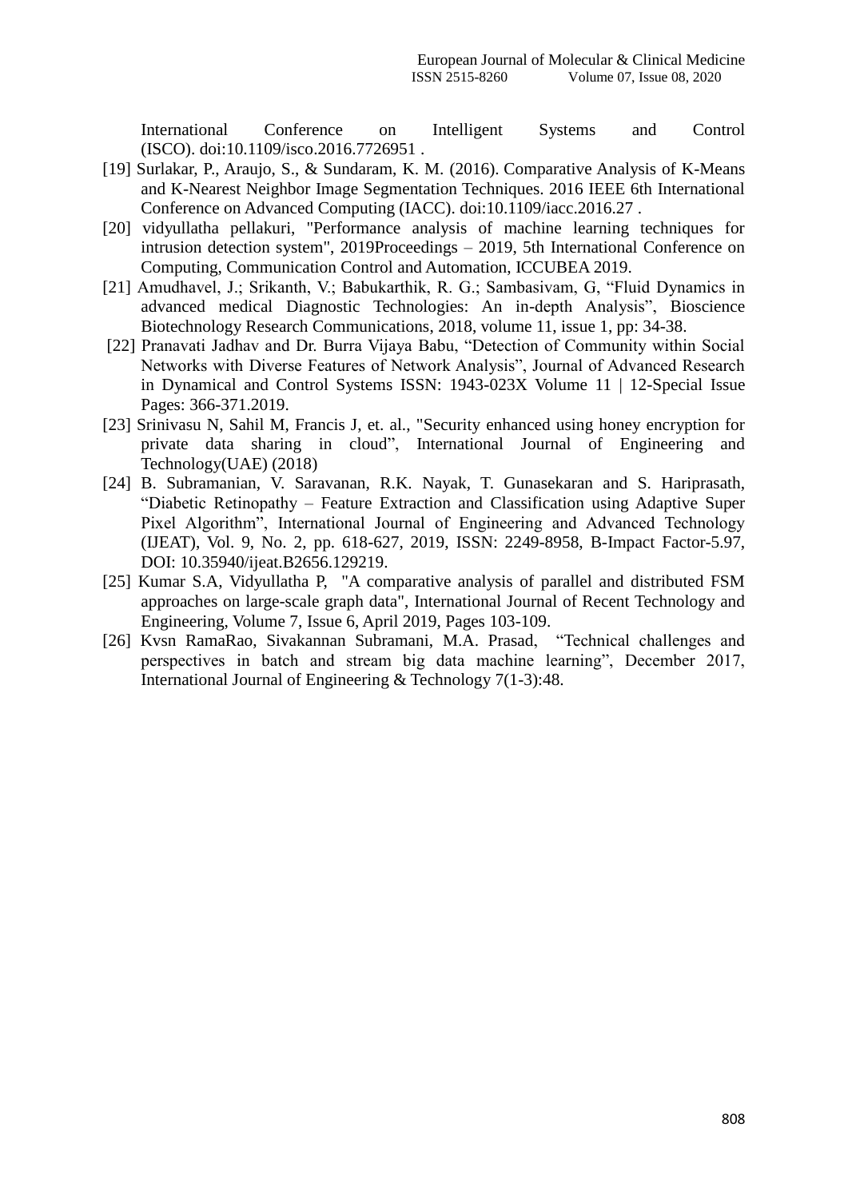International Conference on Intelligent Systems and Control (ISCO). doi:10.1109/isco.2016.7726951 .

[19] Surlakar, P., Araujo, S., & Sundaram, K. M. (2016). Comparative Analysis of K-Means and K-Nearest Neighbor Image Segmentation Techniques. 2016 IEEE 6th International Conference on Advanced Computing (IACC). doi:10.1109/iacc.2016.27 .

[20] vidyullatha pellakuri, "Performance analysis of machine learning techniques for intrusion detection system", 2019Proceedings – 2019, 5th International Conference on Computing, Communication Control and Automation, ICCUBEA 2019.

[21] Amudhavel, J.; Srikanth, V.; Babukarthik, R. G.; Sambasivam, G, "Fluid Dynamics in advanced medical Diagnostic Technologies: An in-depth Analysis", Bioscience Biotechnology Research Communications, 2018, volume 11, issue 1, pp: 34-38.

[22] Pranavati Jadhav and Dr. Burra Vijaya Babu, "Detection of Community within Social Networks with Diverse Features of Network Analysis", Journal of Advanced Research in Dynamical and Control Systems ISSN: 1943-023X Volume 11 | 12-Special Issue Pages: 366-371.2019.

[23] Srinivasu N, Sahil M, Francis J, et. al., "Security enhanced using honey encryption for private data sharing in cloud", International Journal of Engineering and Technology(UAE) (2018)

[24] B. Subramanian, V. Saravanan, R.K. Nayak, T. Gunasekaran and S. Hariprasath, "Diabetic Retinopathy – Feature Extraction and Classification using Adaptive Super Pixel Algorithm", International Journal of Engineering and Advanced Technology (IJEAT), Vol. 9, No. 2, pp. 618-627, 2019, ISSN: 2249-8958, B-Impact Factor-5.97, DOI: 10.35940/ijeat.B2656.129219.

[25] Kumar S.A, Vidyullatha P, "A comparative analysis of parallel and distributed FSM approaches on large-scale graph data", International Journal of Recent Technology and Engineering, Volume 7, Issue 6, April 2019, Pages 103-109.

[26] Kvsn RamaRao, Sivakannan Subramani, M.A. Prasad, "Technical challenges and perspectives in batch and stream big data machine learning", December 2017, International Journal of Engineering & Technology 7(1-3):48.